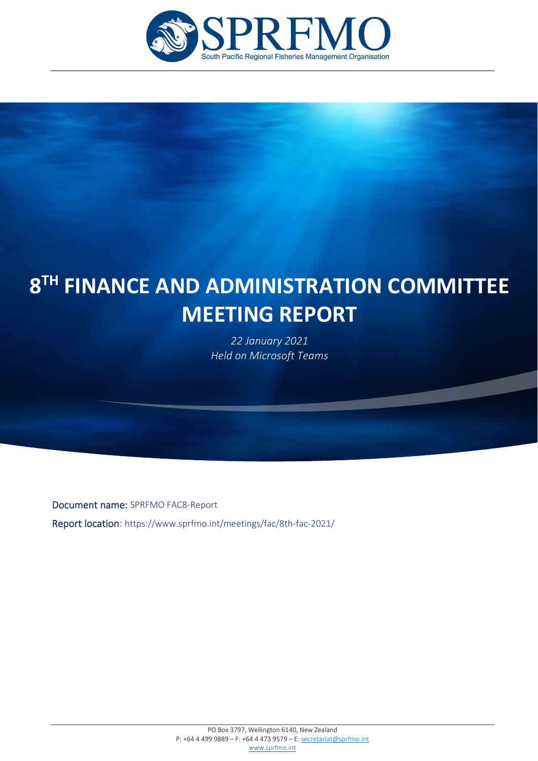SPRFMO

South Pacific Regional Fisheries Management Organisation

# 8TH FINANCE AND ADMINISTRATION COMMITTEE MEETING REPORT

*22 January 2021*
*Held on Microsoft Teams*

**Document name:** SPRFMO FAC8-Report

**Report location**: https://www.sprfmo.int/meetings/fac/8th-fac-2021/

PO Box 3797, Wellington 6140, New Zealand
P: +64 4 499 9889 – F: +64 4 473 9579 – E: secretariat@sprfmo.int
www.sprfmo.int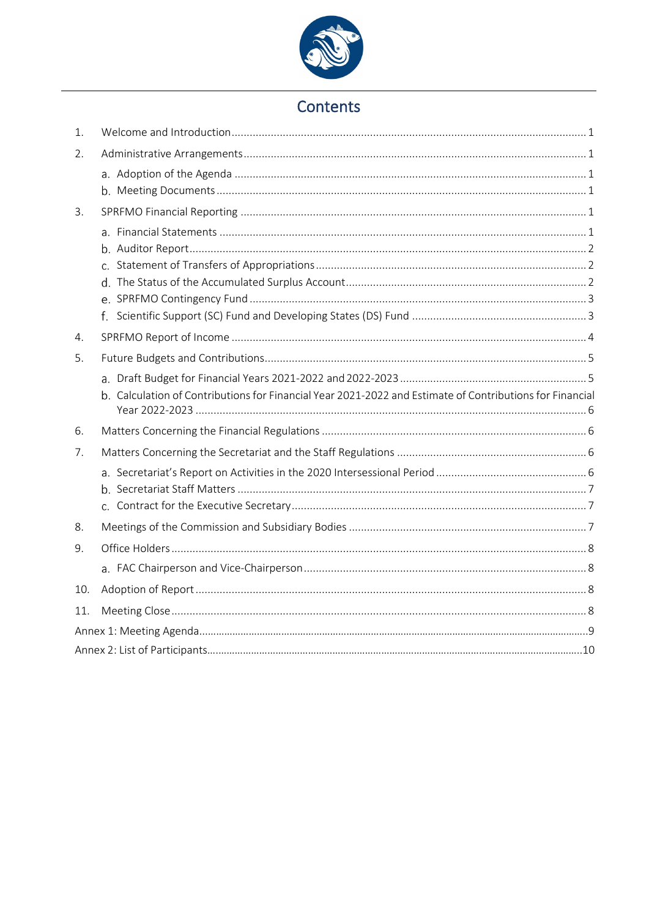# Contents

1. Welcome and Introduction ........ 1
2. Administrative Arrangements ........ 1
   a. Adoption of the Agenda ........ 1
   b. Meeting Documents ........ 1
3. SPRFMO Financial Reporting ........ 1
   a. Financial Statements ........ 1
   b. Auditor Report ........ 2
   c. Statement of Transfers of Appropriations ........ 2
   d. The Status of the Accumulated Surplus Account ........ 2
   e. SPRFMO Contingency Fund ........ 3
   f. Scientific Support (SC) Fund and Developing States (DS) Fund ........ 3
4. SPRFMO Report of Income ........ 4
5. Future Budgets and Contributions ........ 5
   a. Draft Budget for Financial Years 2021-2022 and 2022-2023 ........ 5
   b. Calculation of Contributions for Financial Year 2021-2022 and Estimate of Contributions for Financial Year 2022-2023 ........ 6
6. Matters Concerning the Financial Regulations ........ 6
7. Matters Concerning the Secretariat and the Staff Regulations ........ 6
   a. Secretariat's Report on Activities in the 2020 Intersessional Period ........ 6
   b. Secretariat Staff Matters ........ 7
   c. Contract for the Executive Secretary ........ 7
8. Meetings of the Commission and Subsidiary Bodies ........ 7
9. Office Holders ........ 8
   a. FAC Chairperson and Vice-Chairperson ........ 8
10. Adoption of Report ........ 8
11. Meeting Close ........ 8

Annex 1: Meeting Agenda ........ 9

Annex 2: List of Participants ........ 10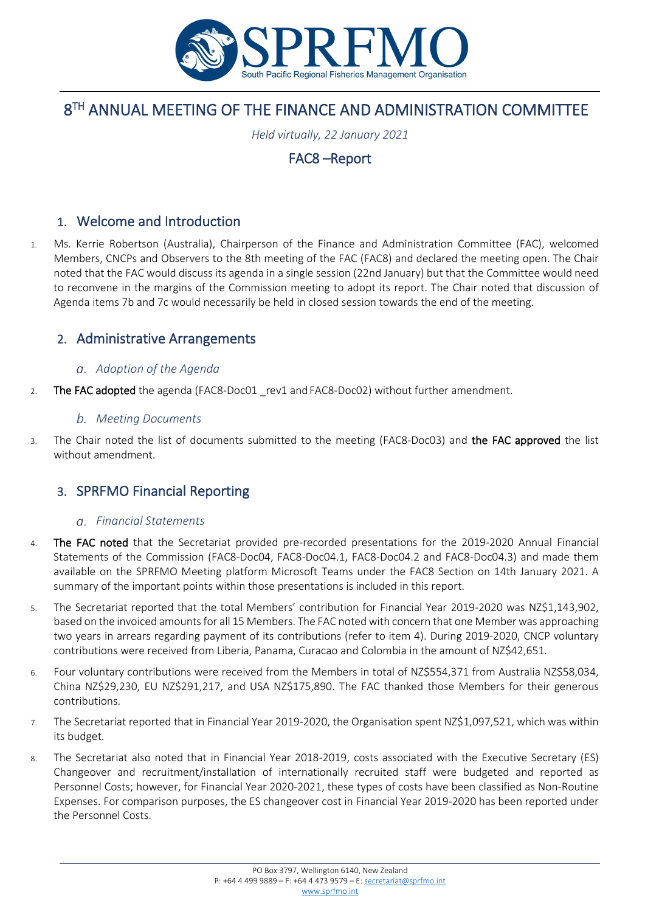# 8[TH] ANNUAL MEETING OF THE FINANCE AND ADMINISTRATION COMMITTEE

*Held virtually, 22 January 2021*

## FAC8 –Report

## 1. Welcome and Introduction

1. Ms. Kerrie Robertson (Australia), Chairperson of the Finance and Administration Committee (FAC), welcomed Members, CNCPs and Observers to the 8th meeting of the FAC (FAC8) and declared the meeting open. The Chair noted that the FAC would discuss its agenda in a single session (22nd January) but that the Committee would need to reconvene in the margins of the Commission meeting to adopt its report. The Chair noted that discussion of Agenda items 7b and 7c would necessarily be held in closed session towards the end of the meeting.

## 2. Administrative Arrangements

### a. *Adoption of the Agenda*

2. **The FAC adopted** the agenda (FAC8-Doc01 _rev1 and FAC8-Doc02) without further amendment.

### b. *Meeting Documents*

3. The Chair noted the list of documents submitted to the meeting (FAC8-Doc03) and **the FAC approved** the list without amendment.

## 3. SPRFMO Financial Reporting

### a. *Financial Statements*

4. **The FAC noted** that the Secretariat provided pre-recorded presentations for the 2019-2020 Annual Financial Statements of the Commission (FAC8-Doc04, FAC8-Doc04.1, FAC8-Doc04.2 and FAC8-Doc04.3) and made them available on the SPRFMO Meeting platform Microsoft Teams under the FAC8 Section on 14th January 2021. A summary of the important points within those presentations is included in this report.

5. The Secretariat reported that the total Members' contribution for Financial Year 2019-2020 was NZ$1,143,902, based on the invoiced amounts for all 15 Members. The FAC noted with concern that one Member was approaching two years in arrears regarding payment of its contributions (refer to item 4). During 2019-2020, CNCP voluntary contributions were received from Liberia, Panama, Curacao and Colombia in the amount of NZ$42,651.

6. Four voluntary contributions were received from the Members in total of NZ$554,371 from Australia NZ$58,034, China NZ$29,230, EU NZ$291,217, and USA NZ$175,890. The FAC thanked those Members for their generous contributions.

7. The Secretariat reported that in Financial Year 2019-2020, the Organisation spent NZ$1,097,521, which was within its budget.

8. The Secretariat also noted that in Financial Year 2018-2019, costs associated with the Executive Secretary (ES) Changeover and recruitment/installation of internationally recruited staff were budgeted and reported as Personnel Costs; however, for Financial Year 2020-2021, these types of costs have been classified as Non-Routine Expenses. For comparison purposes, the ES changeover cost in Financial Year 2019-2020 has been reported under the Personnel Costs.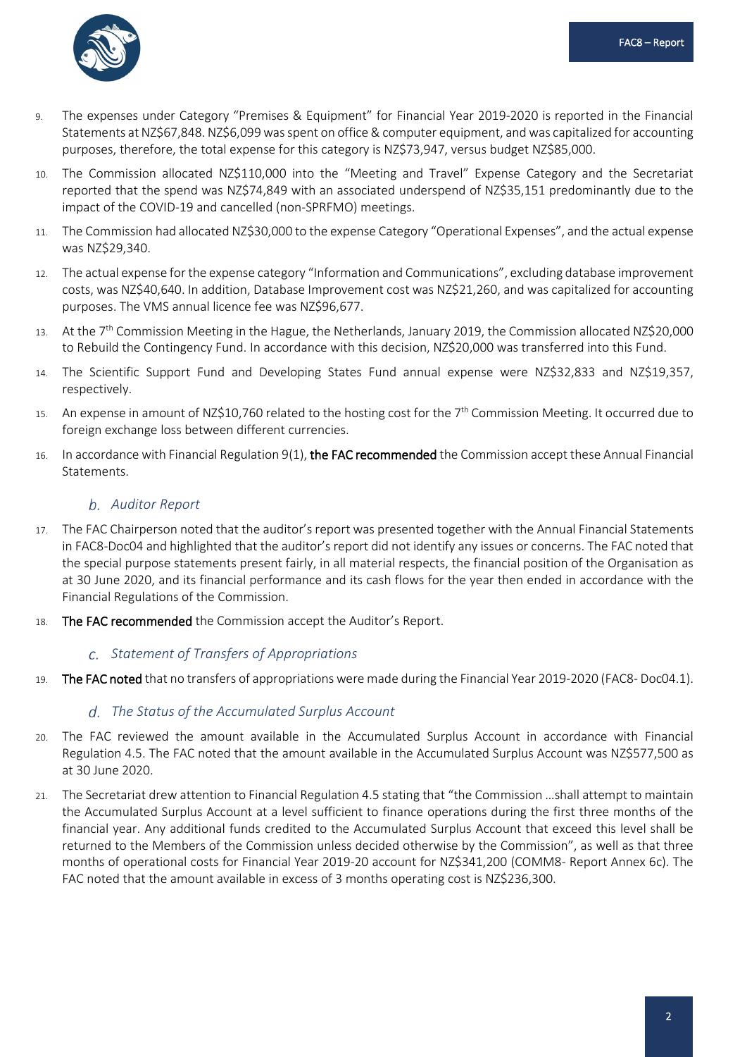9. The expenses under Category "Premises & Equipment" for Financial Year 2019-2020 is reported in the Financial Statements at NZ$67,848. NZ$6,099 was spent on office & computer equipment, and was capitalized for accounting purposes, therefore, the total expense for this category is NZ$73,947, versus budget NZ$85,000.

10. The Commission allocated NZ$110,000 into the "Meeting and Travel" Expense Category and the Secretariat reported that the spend was NZ$74,849 with an associated underspend of NZ$35,151 predominantly due to the impact of the COVID-19 and cancelled (non-SPRFMO) meetings.

11. The Commission had allocated NZ$30,000 to the expense Category "Operational Expenses", and the actual expense was NZ$29,340.

12. The actual expense for the expense category "Information and Communications", excluding database improvement costs, was NZ$40,640. In addition, Database Improvement cost was NZ$21,260, and was capitalized for accounting purposes. The VMS annual licence fee was NZ$96,677.

13. At the 7th Commission Meeting in the Hague, the Netherlands, January 2019, the Commission allocated NZ$20,000 to Rebuild the Contingency Fund. In accordance with this decision, NZ$20,000 was transferred into this Fund.

14. The Scientific Support Fund and Developing States Fund annual expense were NZ$32,833 and NZ$19,357, respectively.

15. An expense in amount of NZ$10,760 related to the hosting cost for the 7th Commission Meeting. It occurred due to foreign exchange loss between different currencies.

16. In accordance with Financial Regulation 9(1), **the FAC recommended** the Commission accept these Annual Financial Statements.

### *b. Auditor Report*

17. The FAC Chairperson noted that the auditor's report was presented together with the Annual Financial Statements in FAC8-Doc04 and highlighted that the auditor's report did not identify any issues or concerns. The FAC noted that the special purpose statements present fairly, in all material respects, the financial position of the Organisation as at 30 June 2020, and its financial performance and its cash flows for the year then ended in accordance with the Financial Regulations of the Commission.

18. **The FAC recommended** the Commission accept the Auditor's Report.

### *c. Statement of Transfers of Appropriations*

19. **The FAC noted** that no transfers of appropriations were made during the Financial Year 2019-2020 (FAC8- Doc04.1).

### *d. The Status of the Accumulated Surplus Account*

20. The FAC reviewed the amount available in the Accumulated Surplus Account in accordance with Financial Regulation 4.5. The FAC noted that the amount available in the Accumulated Surplus Account was NZ$577,500 as at 30 June 2020.

21. The Secretariat drew attention to Financial Regulation 4.5 stating that "the Commission …shall attempt to maintain the Accumulated Surplus Account at a level sufficient to finance operations during the first three months of the financial year. Any additional funds credited to the Accumulated Surplus Account that exceed this level shall be returned to the Members of the Commission unless decided otherwise by the Commission", as well as that three months of operational costs for Financial Year 2019-20 account for NZ$341,200 (COMM8- Report Annex 6c). The FAC noted that the amount available in excess of 3 months operating cost is NZ$236,300.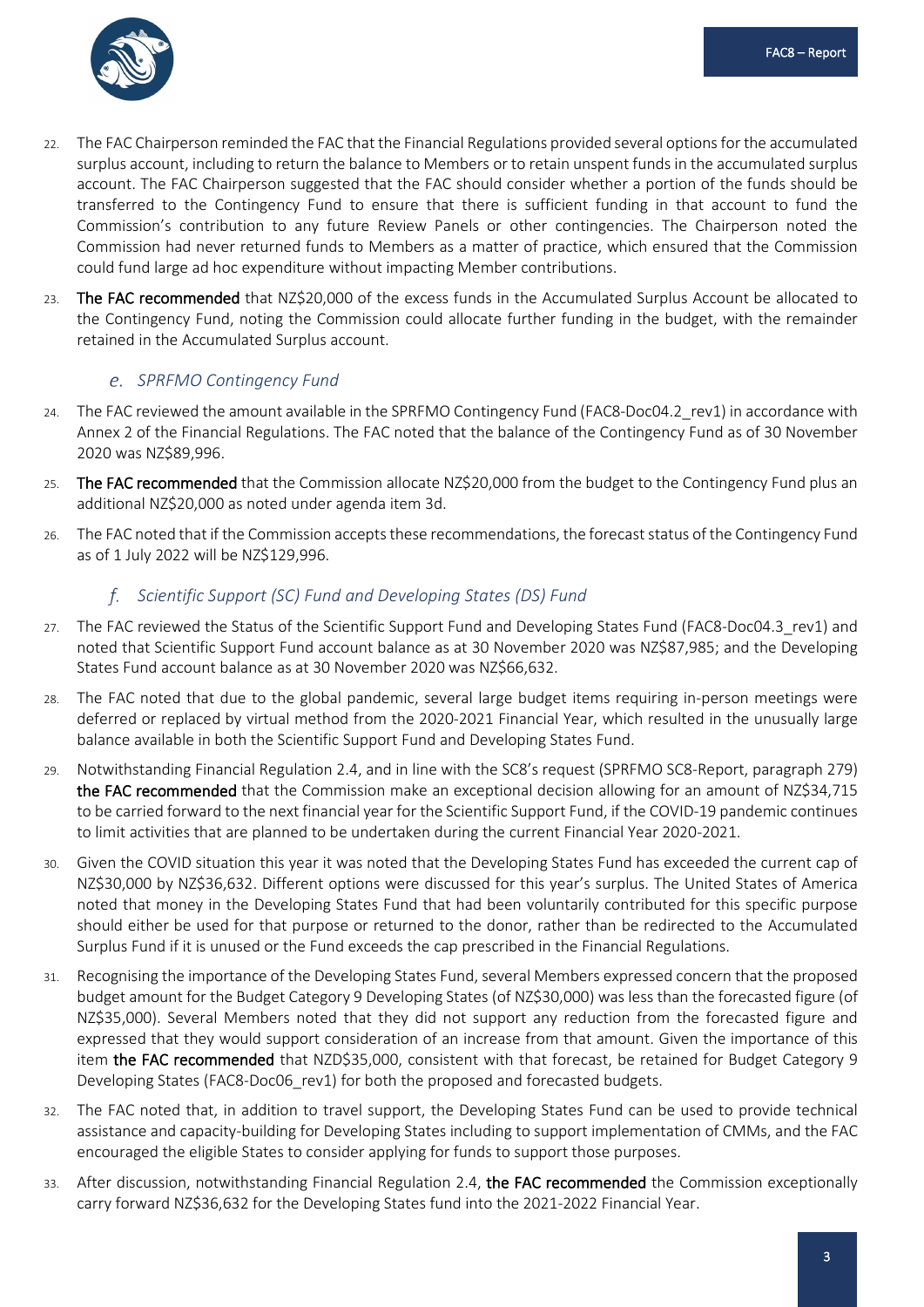22. The FAC Chairperson reminded the FAC that the Financial Regulations provided several options for the accumulated surplus account, including to return the balance to Members or to retain unspent funds in the accumulated surplus account. The FAC Chairperson suggested that the FAC should consider whether a portion of the funds should be transferred to the Contingency Fund to ensure that there is sufficient funding in that account to fund the Commission's contribution to any future Review Panels or other contingencies. The Chairperson noted the Commission had never returned funds to Members as a matter of practice, which ensured that the Commission could fund large ad hoc expenditure without impacting Member contributions.

23. **The FAC recommended** that NZ$20,000 of the excess funds in the Accumulated Surplus Account be allocated to the Contingency Fund, noting the Commission could allocate further funding in the budget, with the remainder retained in the Accumulated Surplus account.

### *e. SPRFMO Contingency Fund*

24. The FAC reviewed the amount available in the SPRFMO Contingency Fund (FAC8-Doc04.2_rev1) in accordance with Annex 2 of the Financial Regulations. The FAC noted that the balance of the Contingency Fund as of 30 November 2020 was NZ$89,996.

25. **The FAC recommended** that the Commission allocate NZ$20,000 from the budget to the Contingency Fund plus an additional NZ$20,000 as noted under agenda item 3d.

26. The FAC noted that if the Commission accepts these recommendations, the forecast status of the Contingency Fund as of 1 July 2022 will be NZ$129,996.

### *f. Scientific Support (SC) Fund and Developing States (DS) Fund*

27. The FAC reviewed the Status of the Scientific Support Fund and Developing States Fund (FAC8-Doc04.3_rev1) and noted that Scientific Support Fund account balance as at 30 November 2020 was NZ$87,985; and the Developing States Fund account balance as at 30 November 2020 was NZ$66,632.

28. The FAC noted that due to the global pandemic, several large budget items requiring in-person meetings were deferred or replaced by virtual method from the 2020-2021 Financial Year, which resulted in the unusually large balance available in both the Scientific Support Fund and Developing States Fund.

29. Notwithstanding Financial Regulation 2.4, and in line with the SC8's request (SPRFMO SC8-Report, paragraph 279) **the FAC recommended** that the Commission make an exceptional decision allowing for an amount of NZ$34,715 to be carried forward to the next financial year for the Scientific Support Fund, if the COVID-19 pandemic continues to limit activities that are planned to be undertaken during the current Financial Year 2020-2021.

30. Given the COVID situation this year it was noted that the Developing States Fund has exceeded the current cap of NZ$30,000 by NZ$36,632. Different options were discussed for this year's surplus. The United States of America noted that money in the Developing States Fund that had been voluntarily contributed for this specific purpose should either be used for that purpose or returned to the donor, rather than be redirected to the Accumulated Surplus Fund if it is unused or the Fund exceeds the cap prescribed in the Financial Regulations.

31. Recognising the importance of the Developing States Fund, several Members expressed concern that the proposed budget amount for the Budget Category 9 Developing States (of NZ$30,000) was less than the forecasted figure (of NZ$35,000). Several Members noted that they did not support any reduction from the forecasted figure and expressed that they would support consideration of an increase from that amount. Given the importance of this item **the FAC recommended** that NZD$35,000, consistent with that forecast, be retained for Budget Category 9 Developing States (FAC8-Doc06_rev1) for both the proposed and forecasted budgets.

32. The FAC noted that, in addition to travel support, the Developing States Fund can be used to provide technical assistance and capacity-building for Developing States including to support implementation of CMMs, and the FAC encouraged the eligible States to consider applying for funds to support those purposes.

33. After discussion, notwithstanding Financial Regulation 2.4, **the FAC recommended** the Commission exceptionally carry forward NZ$36,632 for the Developing States fund into the 2021-2022 Financial Year.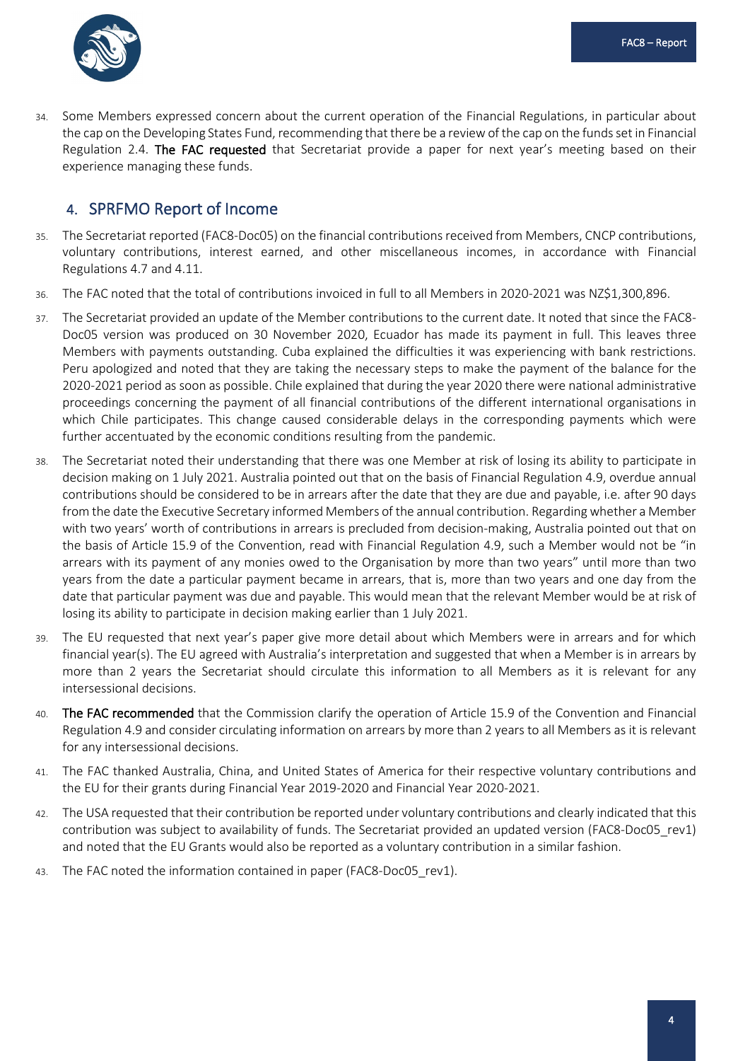34. Some Members expressed concern about the current operation of the Financial Regulations, in particular about the cap on the Developing States Fund, recommending that there be a review of the cap on the funds set in Financial Regulation 2.4. **The FAC requested** that Secretariat provide a paper for next year's meeting based on their experience managing these funds.

## 4. SPRFMO Report of Income

35. The Secretariat reported (FAC8-Doc05) on the financial contributions received from Members, CNCP contributions, voluntary contributions, interest earned, and other miscellaneous incomes, in accordance with Financial Regulations 4.7 and 4.11.

36. The FAC noted that the total of contributions invoiced in full to all Members in 2020-2021 was NZ$1,300,896.

37. The Secretariat provided an update of the Member contributions to the current date. It noted that since the FAC8-Doc05 version was produced on 30 November 2020, Ecuador has made its payment in full. This leaves three Members with payments outstanding. Cuba explained the difficulties it was experiencing with bank restrictions. Peru apologized and noted that they are taking the necessary steps to make the payment of the balance for the 2020-2021 period as soon as possible. Chile explained that during the year 2020 there were national administrative proceedings concerning the payment of all financial contributions of the different international organisations in which Chile participates. This change caused considerable delays in the corresponding payments which were further accentuated by the economic conditions resulting from the pandemic.

38. The Secretariat noted their understanding that there was one Member at risk of losing its ability to participate in decision making on 1 July 2021. Australia pointed out that on the basis of Financial Regulation 4.9, overdue annual contributions should be considered to be in arrears after the date that they are due and payable, i.e. after 90 days from the date the Executive Secretary informed Members of the annual contribution. Regarding whether a Member with two years' worth of contributions in arrears is precluded from decision-making, Australia pointed out that on the basis of Article 15.9 of the Convention, read with Financial Regulation 4.9, such a Member would not be "in arrears with its payment of any monies owed to the Organisation by more than two years" until more than two years from the date a particular payment became in arrears, that is, more than two years and one day from the date that particular payment was due and payable. This would mean that the relevant Member would be at risk of losing its ability to participate in decision making earlier than 1 July 2021.

39. The EU requested that next year's paper give more detail about which Members were in arrears and for which financial year(s). The EU agreed with Australia's interpretation and suggested that when a Member is in arrears by more than 2 years the Secretariat should circulate this information to all Members as it is relevant for any intersessional decisions.

40. **The FAC recommended** that the Commission clarify the operation of Article 15.9 of the Convention and Financial Regulation 4.9 and consider circulating information on arrears by more than 2 years to all Members as it is relevant for any intersessional decisions.

41. The FAC thanked Australia, China, and United States of America for their respective voluntary contributions and the EU for their grants during Financial Year 2019-2020 and Financial Year 2020-2021.

42. The USA requested that their contribution be reported under voluntary contributions and clearly indicated that this contribution was subject to availability of funds. The Secretariat provided an updated version (FAC8-Doc05_rev1) and noted that the EU Grants would also be reported as a voluntary contribution in a similar fashion.

43. The FAC noted the information contained in paper (FAC8-Doc05_rev1).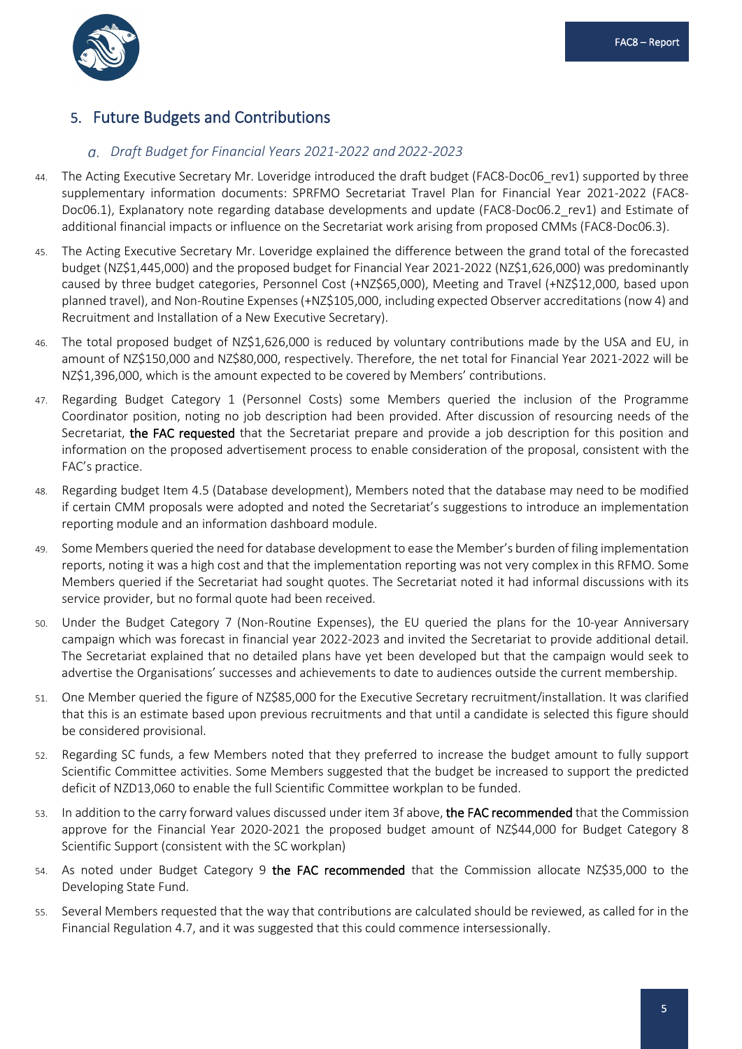## 5. Future Budgets and Contributions

### *a. Draft Budget for Financial Years 2021-2022 and 2022-2023*

44. The Acting Executive Secretary Mr. Loveridge introduced the draft budget (FAC8-Doc06_rev1) supported by three supplementary information documents: SPRFMO Secretariat Travel Plan for Financial Year 2021-2022 (FAC8-Doc06.1), Explanatory note regarding database developments and update (FAC8-Doc06.2_rev1) and Estimate of additional financial impacts or influence on the Secretariat work arising from proposed CMMs (FAC8-Doc06.3).

45. The Acting Executive Secretary Mr. Loveridge explained the difference between the grand total of the forecasted budget (NZ$1,445,000) and the proposed budget for Financial Year 2021-2022 (NZ$1,626,000) was predominantly caused by three budget categories, Personnel Cost (+NZ$65,000), Meeting and Travel (+NZ$12,000, based upon planned travel), and Non-Routine Expenses (+NZ$105,000, including expected Observer accreditations (now 4) and Recruitment and Installation of a New Executive Secretary).

46. The total proposed budget of NZ$1,626,000 is reduced by voluntary contributions made by the USA and EU, in amount of NZ$150,000 and NZ$80,000, respectively. Therefore, the net total for Financial Year 2021-2022 will be NZ$1,396,000, which is the amount expected to be covered by Members' contributions.

47. Regarding Budget Category 1 (Personnel Costs) some Members queried the inclusion of the Programme Coordinator position, noting no job description had been provided. After discussion of resourcing needs of the Secretariat, **the FAC requested** that the Secretariat prepare and provide a job description for this position and information on the proposed advertisement process to enable consideration of the proposal, consistent with the FAC's practice.

48. Regarding budget Item 4.5 (Database development), Members noted that the database may need to be modified if certain CMM proposals were adopted and noted the Secretariat's suggestions to introduce an implementation reporting module and an information dashboard module.

49. Some Members queried the need for database development to ease the Member's burden of filing implementation reports, noting it was a high cost and that the implementation reporting was not very complex in this RFMO. Some Members queried if the Secretariat had sought quotes. The Secretariat noted it had informal discussions with its service provider, but no formal quote had been received.

50. Under the Budget Category 7 (Non-Routine Expenses), the EU queried the plans for the 10-year Anniversary campaign which was forecast in financial year 2022-2023 and invited the Secretariat to provide additional detail. The Secretariat explained that no detailed plans have yet been developed but that the campaign would seek to advertise the Organisations' successes and achievements to date to audiences outside the current membership.

51. One Member queried the figure of NZ$85,000 for the Executive Secretary recruitment/installation. It was clarified that this is an estimate based upon previous recruitments and that until a candidate is selected this figure should be considered provisional.

52. Regarding SC funds, a few Members noted that they preferred to increase the budget amount to fully support Scientific Committee activities. Some Members suggested that the budget be increased to support the predicted deficit of NZD13,060 to enable the full Scientific Committee workplan to be funded.

53. In addition to the carry forward values discussed under item 3f above, **the FAC recommended** that the Commission approve for the Financial Year 2020-2021 the proposed budget amount of NZ$44,000 for Budget Category 8 Scientific Support (consistent with the SC workplan)

54. As noted under Budget Category 9 **the FAC recommended** that the Commission allocate NZ$35,000 to the Developing State Fund.

55. Several Members requested that the way that contributions are calculated should be reviewed, as called for in the Financial Regulation 4.7, and it was suggested that this could commence intersessionally.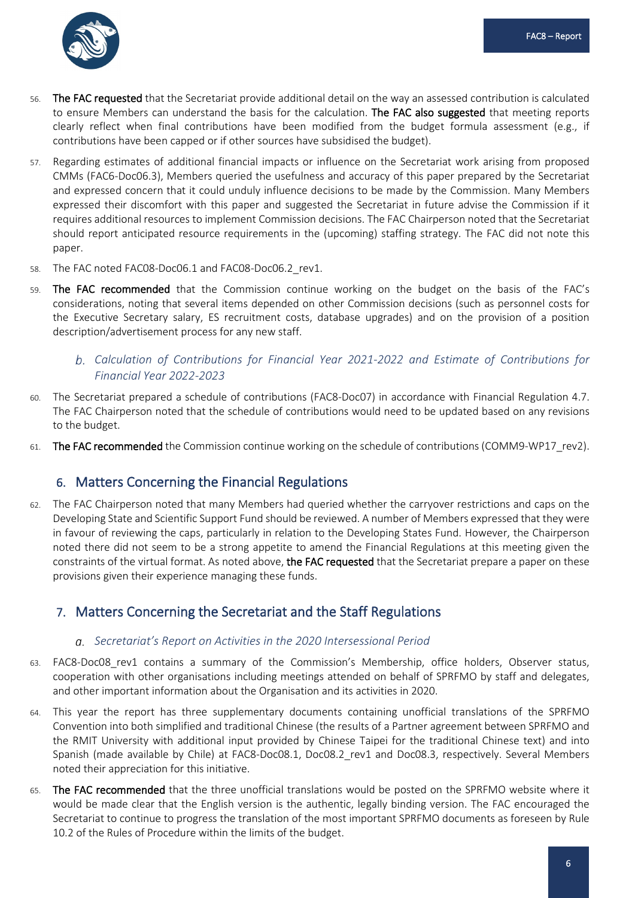56. **The FAC requested** that the Secretariat provide additional detail on the way an assessed contribution is calculated to ensure Members can understand the basis for the calculation. **The FAC also suggested** that meeting reports clearly reflect when final contributions have been modified from the budget formula assessment (e.g., if contributions have been capped or if other sources have subsidised the budget).

57. Regarding estimates of additional financial impacts or influence on the Secretariat work arising from proposed CMMs (FAC6-Doc06.3), Members queried the usefulness and accuracy of this paper prepared by the Secretariat and expressed concern that it could unduly influence decisions to be made by the Commission. Many Members expressed their discomfort with this paper and suggested the Secretariat in future advise the Commission if it requires additional resources to implement Commission decisions. The FAC Chairperson noted that the Secretariat should report anticipated resource requirements in the (upcoming) staffing strategy. The FAC did not note this paper.

58. The FAC noted FAC08-Doc06.1 and FAC08-Doc06.2_rev1.

59. **The FAC recommended** that the Commission continue working on the budget on the basis of the FAC's considerations, noting that several items depended on other Commission decisions (such as personnel costs for the Executive Secretary salary, ES recruitment costs, database upgrades) and on the provision of a position description/advertisement process for any new staff.

### *b. Calculation of Contributions for Financial Year 2021-2022 and Estimate of Contributions for Financial Year 2022-2023*

60. The Secretariat prepared a schedule of contributions (FAC8-Doc07) in accordance with Financial Regulation 4.7. The FAC Chairperson noted that the schedule of contributions would need to be updated based on any revisions to the budget.

61. **The FAC recommended** the Commission continue working on the schedule of contributions (COMM9-WP17_rev2).

## 6. Matters Concerning the Financial Regulations

62. The FAC Chairperson noted that many Members had queried whether the carryover restrictions and caps on the Developing State and Scientific Support Fund should be reviewed. A number of Members expressed that they were in favour of reviewing the caps, particularly in relation to the Developing States Fund. However, the Chairperson noted there did not seem to be a strong appetite to amend the Financial Regulations at this meeting given the constraints of the virtual format. As noted above, **the FAC requested** that the Secretariat prepare a paper on these provisions given their experience managing these funds.

## 7. Matters Concerning the Secretariat and the Staff Regulations

### *a. Secretariat's Report on Activities in the 2020 Intersessional Period*

63. FAC8-Doc08_rev1 contains a summary of the Commission's Membership, office holders, Observer status, cooperation with other organisations including meetings attended on behalf of SPRFMO by staff and delegates, and other important information about the Organisation and its activities in 2020.

64. This year the report has three supplementary documents containing unofficial translations of the SPRFMO Convention into both simplified and traditional Chinese (the results of a Partner agreement between SPRFMO and the RMIT University with additional input provided by Chinese Taipei for the traditional Chinese text) and into Spanish (made available by Chile) at FAC8-Doc08.1, Doc08.2_rev1 and Doc08.3, respectively. Several Members noted their appreciation for this initiative.

65. **The FAC recommended** that the three unofficial translations would be posted on the SPRFMO website where it would be made clear that the English version is the authentic, legally binding version. The FAC encouraged the Secretariat to continue to progress the translation of the most important SPRFMO documents as foreseen by Rule 10.2 of the Rules of Procedure within the limits of the budget.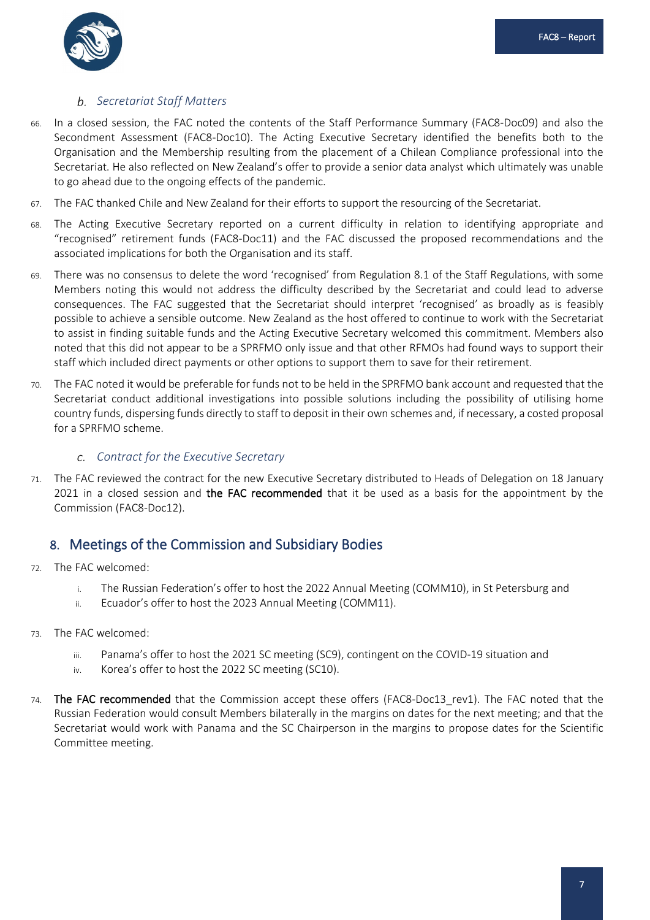### *b. Secretariat Staff Matters*

66. In a closed session, the FAC noted the contents of the Staff Performance Summary (FAC8-Doc09) and also the Secondment Assessment (FAC8-Doc10). The Acting Executive Secretary identified the benefits both to the Organisation and the Membership resulting from the placement of a Chilean Compliance professional into the Secretariat. He also reflected on New Zealand's offer to provide a senior data analyst which ultimately was unable to go ahead due to the ongoing effects of the pandemic.

67. The FAC thanked Chile and New Zealand for their efforts to support the resourcing of the Secretariat.

68. The Acting Executive Secretary reported on a current difficulty in relation to identifying appropriate and "recognised" retirement funds (FAC8-Doc11) and the FAC discussed the proposed recommendations and the associated implications for both the Organisation and its staff.

69. There was no consensus to delete the word 'recognised' from Regulation 8.1 of the Staff Regulations, with some Members noting this would not address the difficulty described by the Secretariat and could lead to adverse consequences. The FAC suggested that the Secretariat should interpret 'recognised' as broadly as is feasibly possible to achieve a sensible outcome. New Zealand as the host offered to continue to work with the Secretariat to assist in finding suitable funds and the Acting Executive Secretary welcomed this commitment. Members also noted that this did not appear to be a SPRFMO only issue and that other RFMOs had found ways to support their staff which included direct payments or other options to support them to save for their retirement.

70. The FAC noted it would be preferable for funds not to be held in the SPRFMO bank account and requested that the Secretariat conduct additional investigations into possible solutions including the possibility of utilising home country funds, dispersing funds directly to staff to deposit in their own schemes and, if necessary, a costed proposal for a SPRFMO scheme.

### *c. Contract for the Executive Secretary*

71. The FAC reviewed the contract for the new Executive Secretary distributed to Heads of Delegation on 18 January 2021 in a closed session and **the FAC recommended** that it be used as a basis for the appointment by the Commission (FAC8-Doc12).

## 8. Meetings of the Commission and Subsidiary Bodies

72. The FAC welcomed:
    i. The Russian Federation's offer to host the 2022 Annual Meeting (COMM10), in St Petersburg and
    ii. Ecuador's offer to host the 2023 Annual Meeting (COMM11).

73. The FAC welcomed:
    iii. Panama's offer to host the 2021 SC meeting (SC9), contingent on the COVID-19 situation and
    iv. Korea's offer to host the 2022 SC meeting (SC10).

74. **The FAC recommended** that the Commission accept these offers (FAC8-Doc13_rev1). The FAC noted that the Russian Federation would consult Members bilaterally in the margins on dates for the next meeting; and that the Secretariat would work with Panama and the SC Chairperson in the margins to propose dates for the Scientific Committee meeting.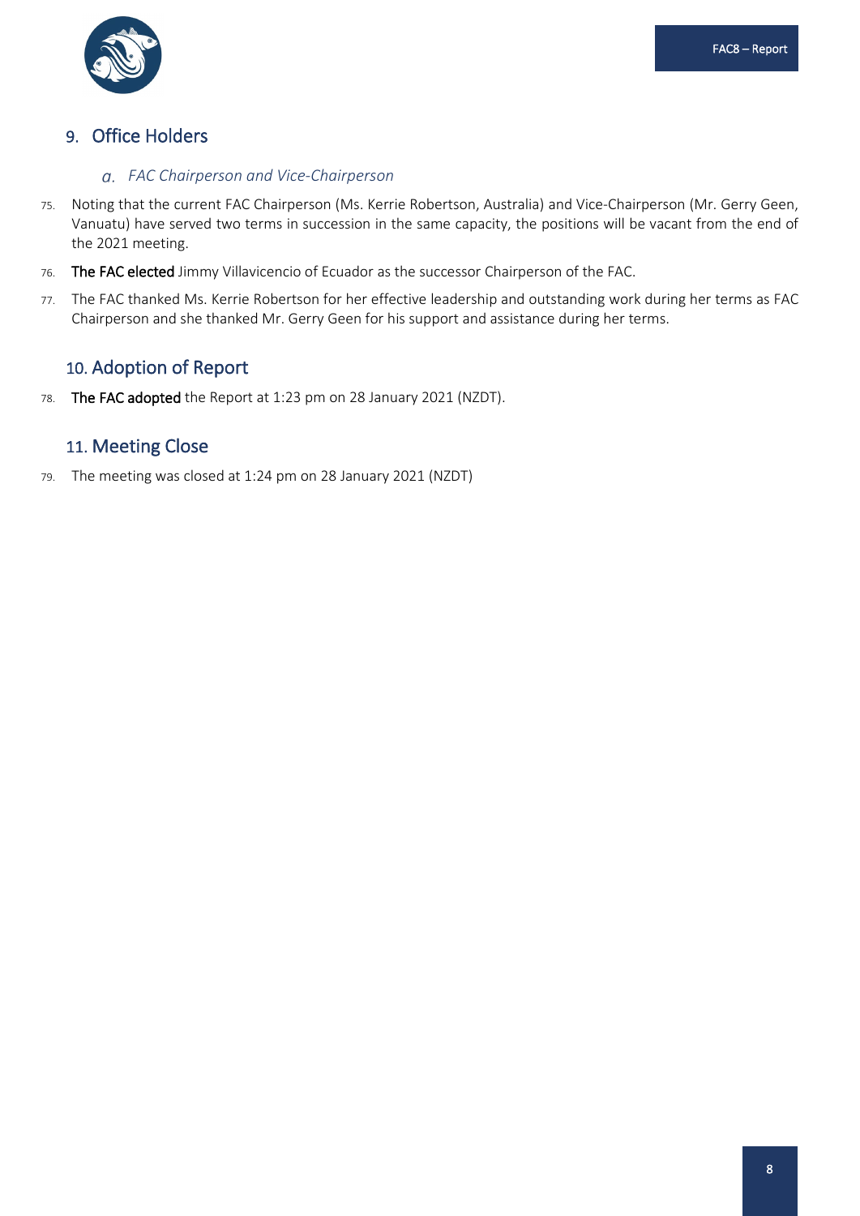## 9. Office Holders

### *a. FAC Chairperson and Vice-Chairperson*

75. Noting that the current FAC Chairperson (Ms. Kerrie Robertson, Australia) and Vice-Chairperson (Mr. Gerry Geen, Vanuatu) have served two terms in succession in the same capacity, the positions will be vacant from the end of the 2021 meeting.

76. **The FAC elected** Jimmy Villavicencio of Ecuador as the successor Chairperson of the FAC.

77. The FAC thanked Ms. Kerrie Robertson for her effective leadership and outstanding work during her terms as FAC Chairperson and she thanked Mr. Gerry Geen for his support and assistance during her terms.

## 10. Adoption of Report

78. **The FAC adopted** the Report at 1:23 pm on 28 January 2021 (NZDT).

## 11. Meeting Close

79. The meeting was closed at 1:24 pm on 28 January 2021 (NZDT)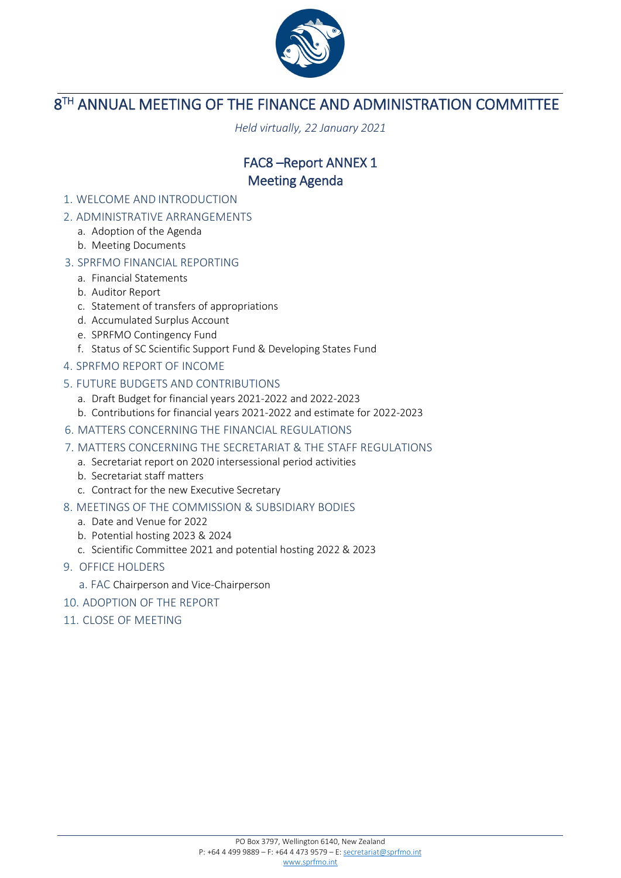# 8TH ANNUAL MEETING OF THE FINANCE AND ADMINISTRATION COMMITTEE

*Held virtually, 22 January 2021*

## FAC8 –Report ANNEX 1
## Meeting Agenda

1. WELCOME AND INTRODUCTION
2. ADMINISTRATIVE ARRANGEMENTS
   a. Adoption of the Agenda
   b. Meeting Documents
3. SPRFMO FINANCIAL REPORTING
   a. Financial Statements
   b. Auditor Report
   c. Statement of transfers of appropriations
   d. Accumulated Surplus Account
   e. SPRFMO Contingency Fund
   f. Status of SC Scientific Support Fund & Developing States Fund
4. SPRFMO REPORT OF INCOME
5. FUTURE BUDGETS AND CONTRIBUTIONS
   a. Draft Budget for financial years 2021-2022 and 2022-2023
   b. Contributions for financial years 2021-2022 and estimate for 2022-2023
6. MATTERS CONCERNING THE FINANCIAL REGULATIONS
7. MATTERS CONCERNING THE SECRETARIAT & THE STAFF REGULATIONS
   a. Secretariat report on 2020 intersessional period activities
   b. Secretariat staff matters
   c. Contract for the new Executive Secretary
8. MEETINGS OF THE COMMISSION & SUBSIDIARY BODIES
   a. Date and Venue for 2022
   b. Potential hosting 2023 & 2024
   c. Scientific Committee 2021 and potential hosting 2022 & 2023
9. OFFICE HOLDERS
   a. FAC Chairperson and Vice-Chairperson
10. ADOPTION OF THE REPORT
11. CLOSE OF MEETING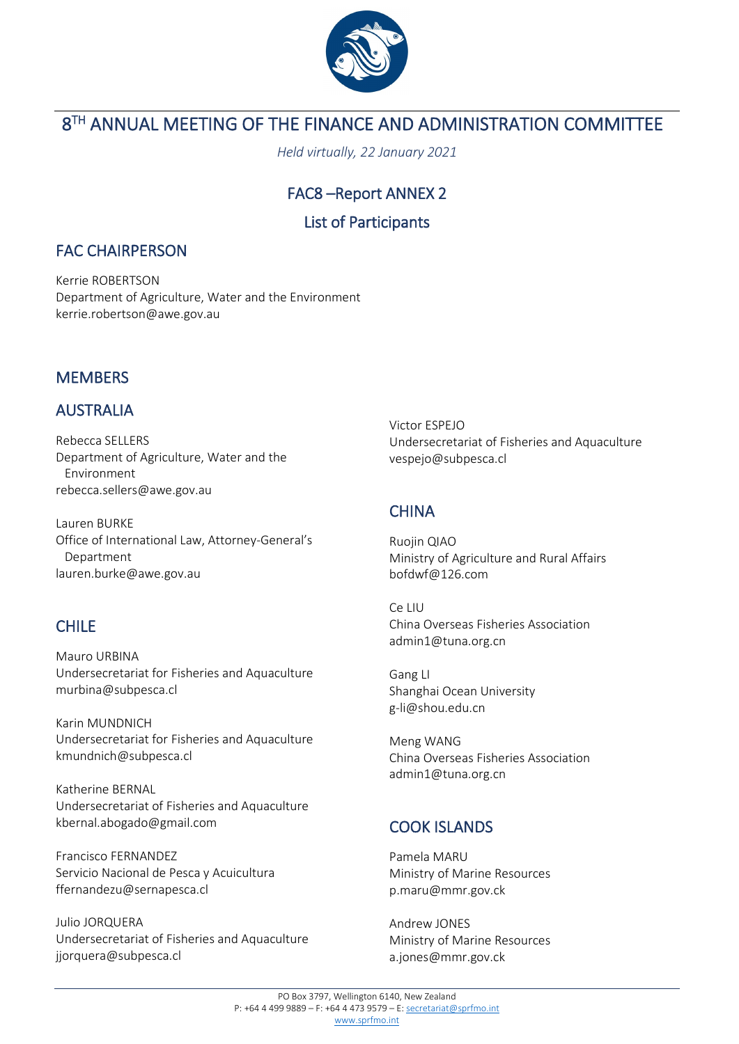# 8[TH] ANNUAL MEETING OF THE FINANCE AND ADMINISTRATION COMMITTEE

*Held virtually, 22 January 2021*

## FAC8 –Report ANNEX 2

## List of Participants

## FAC CHAIRPERSON

Kerrie ROBERTSON
Department of Agriculture, Water and the Environment
kerrie.robertson@awe.gov.au

## MEMBERS

## AUSTRALIA

Rebecca SELLERS
Department of Agriculture, Water and the Environment
rebecca.sellers@awe.gov.au

Lauren BURKE
Office of International Law, Attorney-General's Department
lauren.burke@awe.gov.au

## CHILE

Mauro URBINA
Undersecretariat for Fisheries and Aquaculture
murbina@subpesca.cl

Karin MUNDNICH
Undersecretariat for Fisheries and Aquaculture
kmundnich@subpesca.cl

Katherine BERNAL
Undersecretariat of Fisheries and Aquaculture
kbernal.abogado@gmail.com

Francisco FERNANDEZ
Servicio Nacional de Pesca y Acuicultura
ffernandezu@sernapesca.cl

Julio JORQUERA
Undersecretariat of Fisheries and Aquaculture
jjorquera@subpesca.cl

Victor ESPEJO
Undersecretariat of Fisheries and Aquaculture
vespejo@subpesca.cl

## CHINA

Ruojin QIAO
Ministry of Agriculture and Rural Affairs
bofdwf@126.com

Ce LIU
China Overseas Fisheries Association
admin1@tuna.org.cn

Gang LI
Shanghai Ocean University
g-li@shou.edu.cn

Meng WANG
China Overseas Fisheries Association
admin1@tuna.org.cn

## COOK ISLANDS

Pamela MARU
Ministry of Marine Resources
p.maru@mmr.gov.ck

Andrew JONES
Ministry of Marine Resources
a.jones@mmr.gov.ck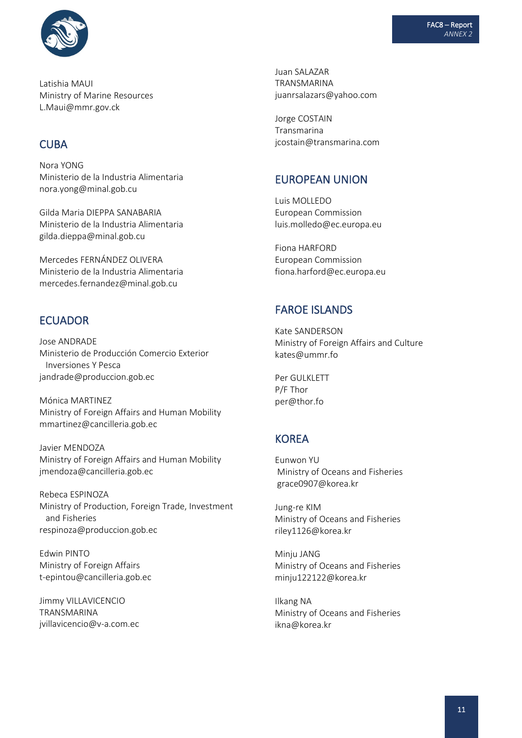Latishia MAUI
Ministry of Marine Resources
L.Maui@mmr.gov.ck

## CUBA

Nora YONG
Ministerio de la Industria Alimentaria
nora.yong@minal.gob.cu

Gilda Maria DIEPPA SANABARIA
Ministerio de la Industria Alimentaria
gilda.dieppa@minal.gob.cu

Mercedes FERNÁNDEZ OLIVERA
Ministerio de la Industria Alimentaria
mercedes.fernandez@minal.gob.cu

## ECUADOR

Jose ANDRADE
Ministerio de Producción Comercio Exterior Inversiones Y Pesca
jandrade@produccion.gob.ec

Mónica MARTINEZ
Ministry of Foreign Affairs and Human Mobility
mmartinez@cancilleria.gob.ec

Javier MENDOZA
Ministry of Foreign Affairs and Human Mobility
jmendoza@cancilleria.gob.ec

Rebeca ESPINOZA
Ministry of Production, Foreign Trade, Investment and Fisheries
respinoza@produccion.gob.ec

Edwin PINTO
Ministry of Foreign Affairs
t-epintou@cancilleria.gob.ec

Jimmy VILLAVICENCIO
TRANSMARINA
jvillavicencio@v-a.com.ec

Juan SALAZAR
TRANSMARINA
juanrsalazars@yahoo.com

Jorge COSTAIN
Transmarina
jcostain@transmarina.com

## EUROPEAN UNION

Luis MOLLEDO
European Commission
luis.molledo@ec.europa.eu

Fiona HARFORD
European Commission
fiona.harford@ec.europa.eu

## FAROE ISLANDS

Kate SANDERSON
Ministry of Foreign Affairs and Culture
kates@ummr.fo

Per GULKLETT
P/F Thor
per@thor.fo

## KOREA

Eunwon YU
Ministry of Oceans and Fisheries
grace0907@korea.kr

Jung-re KIM
Ministry of Oceans and Fisheries
riley1126@korea.kr

Minju JANG
Ministry of Oceans and Fisheries
minju122122@korea.kr

Ilkang NA
Ministry of Oceans and Fisheries
ikna@korea.kr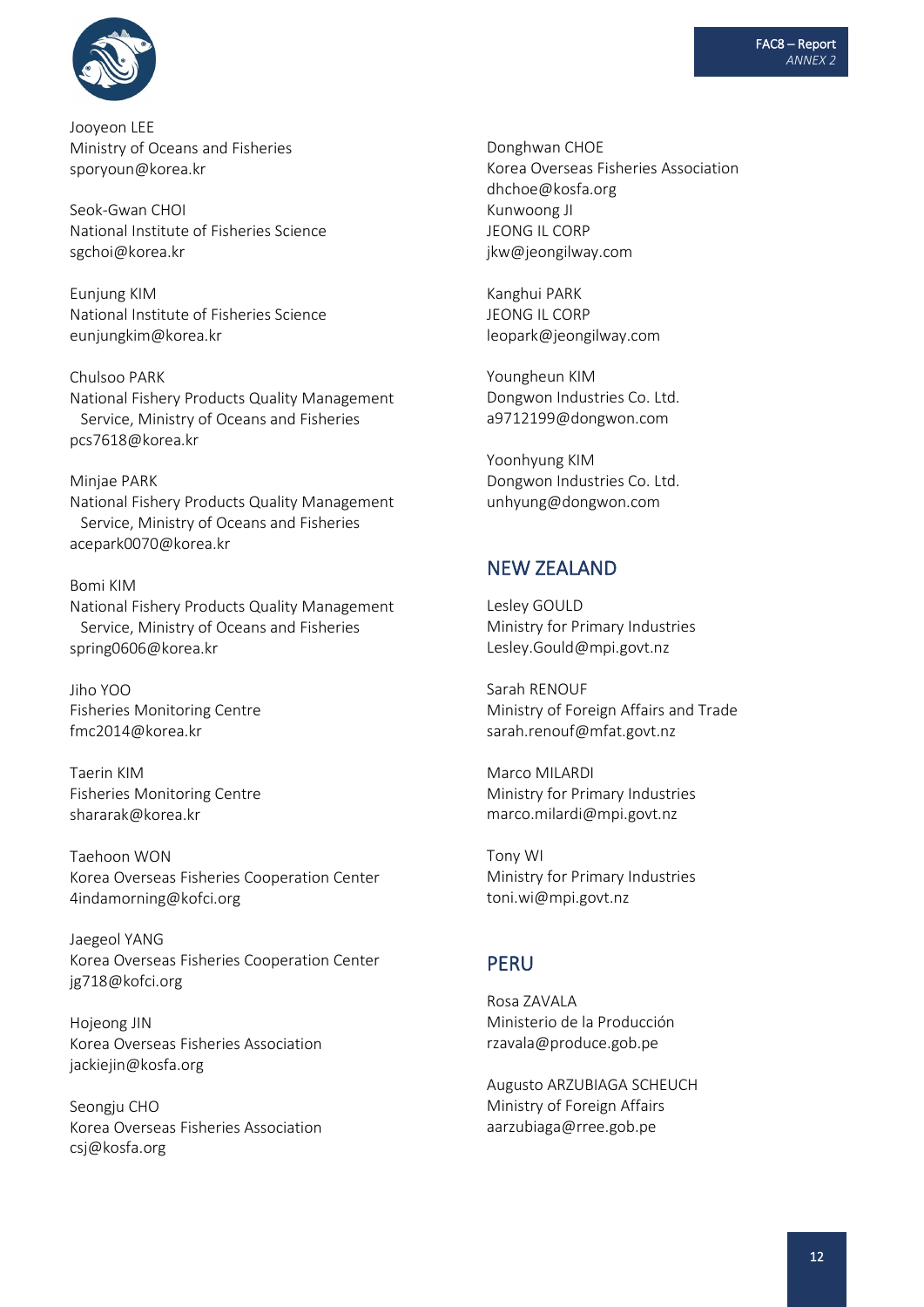Jooyeon LEE
Ministry of Oceans and Fisheries
sporyoun@korea.kr

Seok-Gwan CHOI
National Institute of Fisheries Science
sgchoi@korea.kr

Eunjung KIM
National Institute of Fisheries Science
eunjungkim@korea.kr

Chulsoo PARK
National Fishery Products Quality Management Service, Ministry of Oceans and Fisheries
pcs7618@korea.kr

Minjae PARK
National Fishery Products Quality Management Service, Ministry of Oceans and Fisheries
acepark0070@korea.kr

Bomi KIM
National Fishery Products Quality Management Service, Ministry of Oceans and Fisheries
spring0606@korea.kr

Jiho YOO
Fisheries Monitoring Centre
fmc2014@korea.kr

Taerin KIM
Fisheries Monitoring Centre
shararak@korea.kr

Taehoon WON
Korea Overseas Fisheries Cooperation Center
4indamorning@kofci.org

Jaegeol YANG
Korea Overseas Fisheries Cooperation Center
jg718@kofci.org

Hojeong JIN
Korea Overseas Fisheries Association
jackiejin@kosfa.org

Seongju CHO
Korea Overseas Fisheries Association
csj@kosfa.org

Donghwan CHOE
Korea Overseas Fisheries Association
dhchoe@kosfa.org
Kunwoong JI
JEONG IL CORP
jkw@jeongilway.com

Kanghui PARK
JEONG IL CORP
leopark@jeongilway.com

Youngheun KIM
Dongwon Industries Co. Ltd.
a9712199@dongwon.com

Yoonhyung KIM
Dongwon Industries Co. Ltd.
unhyung@dongwon.com

## NEW ZEALAND

Lesley GOULD
Ministry for Primary Industries
Lesley.Gould@mpi.govt.nz

Sarah RENOUF
Ministry of Foreign Affairs and Trade
sarah.renouf@mfat.govt.nz

Marco MILARDI
Ministry for Primary Industries
marco.milardi@mpi.govt.nz

Tony WI
Ministry for Primary Industries
toni.wi@mpi.govt.nz

## PERU

Rosa ZAVALA
Ministerio de la Producción
rzavala@produce.gob.pe

Augusto ARZUBIAGA SCHEUCH
Ministry of Foreign Affairs
aarzubiaga@rree.gob.pe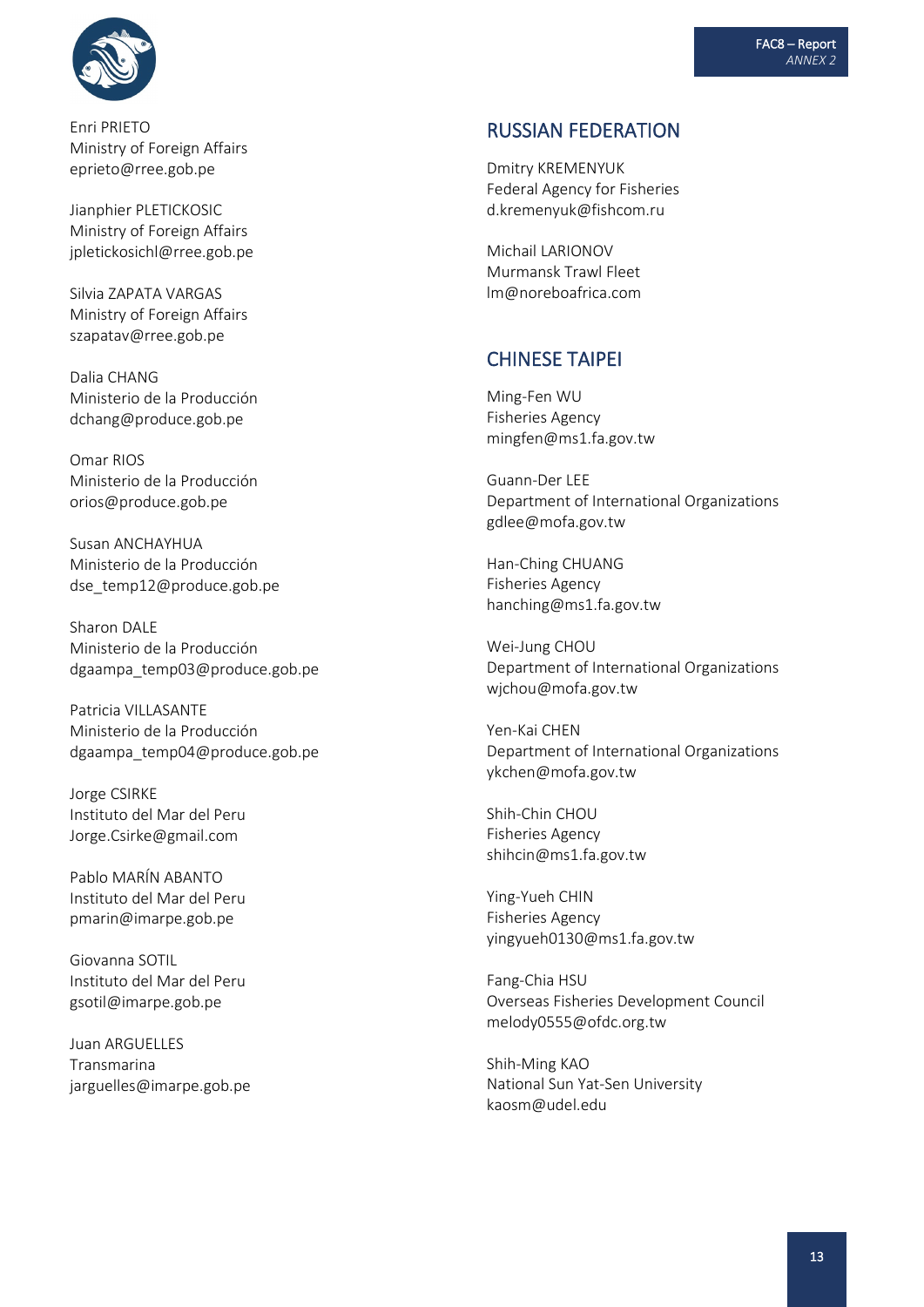Enri PRIETO
Ministry of Foreign Affairs
eprieto@rree.gob.pe

Jianphier PLETICKOSIC
Ministry of Foreign Affairs
jpletickosichl@rree.gob.pe

Silvia ZAPATA VARGAS
Ministry of Foreign Affairs
szapatav@rree.gob.pe

Dalia CHANG
Ministerio de la Producción
dchang@produce.gob.pe

Omar RIOS
Ministerio de la Producción
orios@produce.gob.pe

Susan ANCHAYHUA
Ministerio de la Producción
dse_temp12@produce.gob.pe

Sharon DALE
Ministerio de la Producción
dgaampa_temp03@produce.gob.pe

Patricia VILLASANTE
Ministerio de la Producción
dgaampa_temp04@produce.gob.pe

Jorge CSIRKE
Instituto del Mar del Peru
Jorge.Csirke@gmail.com

Pablo MARÍN ABANTO
Instituto del Mar del Peru
pmarin@imarpe.gob.pe

Giovanna SOTIL
Instituto del Mar del Peru
gsotil@imarpe.gob.pe

Juan ARGUELLES
Transmarina
jarguelles@imarpe.gob.pe

## RUSSIAN FEDERATION

Dmitry KREMENYUK
Federal Agency for Fisheries
d.kremenyuk@fishcom.ru

Michail LARIONOV
Murmansk Trawl Fleet
lm@noreboafrica.com

## CHINESE TAIPEI

Ming-Fen WU
Fisheries Agency
mingfen@ms1.fa.gov.tw

Guann-Der LEE
Department of International Organizations
gdlee@mofa.gov.tw

Han-Ching CHUANG
Fisheries Agency
hanching@ms1.fa.gov.tw

Wei-Jung CHOU
Department of International Organizations
wjchou@mofa.gov.tw

Yen-Kai CHEN
Department of International Organizations
ykchen@mofa.gov.tw

Shih-Chin CHOU
Fisheries Agency
shihcin@ms1.fa.gov.tw

Ying-Yueh CHIN
Fisheries Agency
yingyueh0130@ms1.fa.gov.tw

Fang-Chia HSU
Overseas Fisheries Development Council
melody0555@ofdc.org.tw

Shih-Ming KAO
National Sun Yat-Sen University
kaosm@udel.edu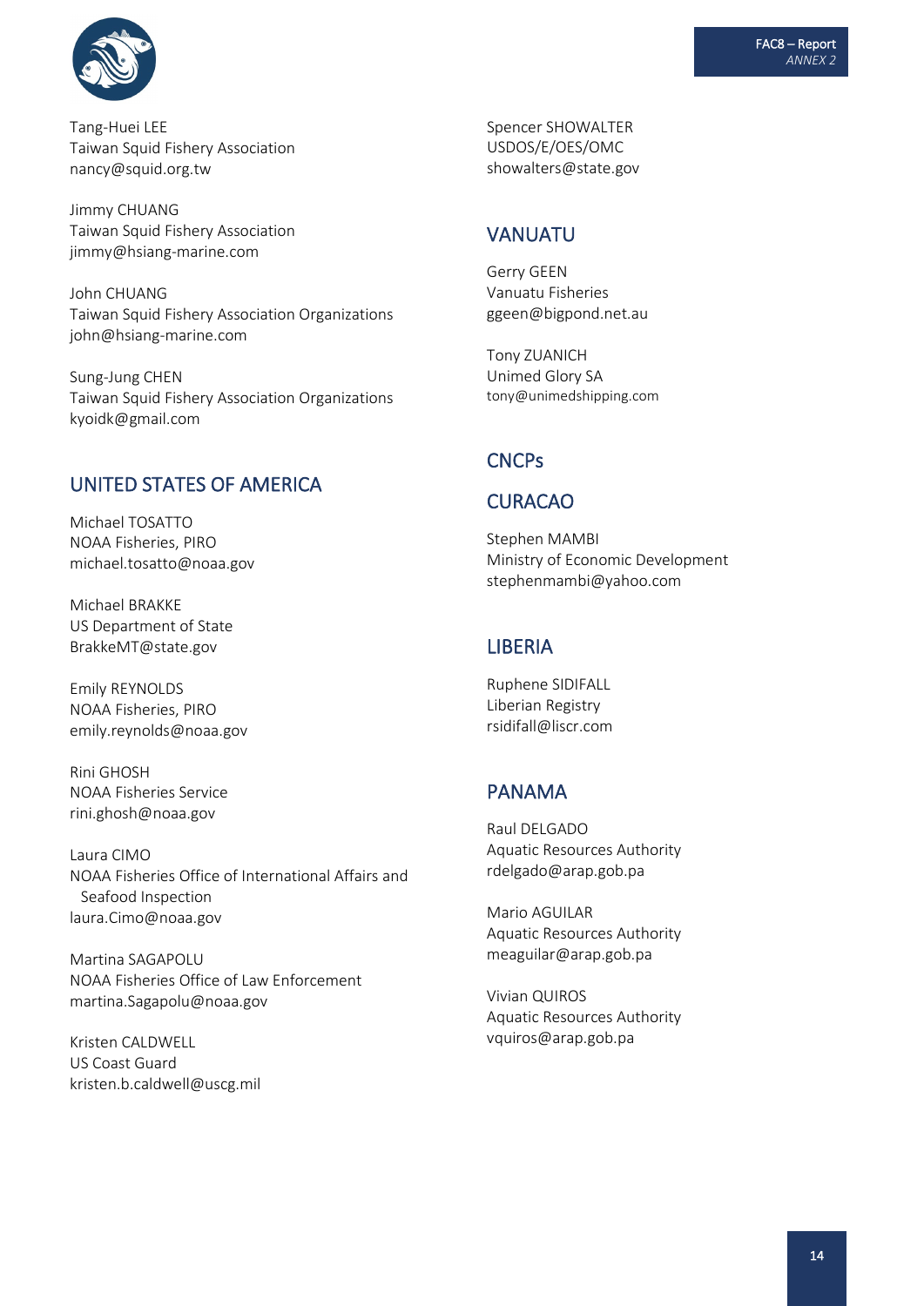Tang-Huei LEE
Taiwan Squid Fishery Association
nancy@squid.org.tw

Jimmy CHUANG
Taiwan Squid Fishery Association
jimmy@hsiang-marine.com

John CHUANG
Taiwan Squid Fishery Association Organizations
john@hsiang-marine.com

Sung-Jung CHEN
Taiwan Squid Fishery Association Organizations
kyoidk@gmail.com

## UNITED STATES OF AMERICA

Michael TOSATTO
NOAA Fisheries, PIRO
michael.tosatto@noaa.gov

Michael BRAKKE
US Department of State
BrakkeMT@state.gov

Emily REYNOLDS
NOAA Fisheries, PIRO
emily.reynolds@noaa.gov

Rini GHOSH
NOAA Fisheries Service
rini.ghosh@noaa.gov

Laura CIMO
NOAA Fisheries Office of International Affairs and Seafood Inspection
laura.Cimo@noaa.gov

Martina SAGAPOLU
NOAA Fisheries Office of Law Enforcement
martina.Sagapolu@noaa.gov

Kristen CALDWELL
US Coast Guard
kristen.b.caldwell@uscg.mil

Spencer SHOWALTER
USDOS/E/OES/OMC
showalters@state.gov

## VANUATU

Gerry GEEN
Vanuatu Fisheries
ggeen@bigpond.net.au

Tony ZUANICH
Unimed Glory SA
tony@unimedshipping.com

## CNCPs

## CURACAO

Stephen MAMBI
Ministry of Economic Development
stephenmambi@yahoo.com

## LIBERIA

Ruphene SIDIFALL
Liberian Registry
rsidifall@liscr.com

## PANAMA

Raul DELGADO
Aquatic Resources Authority
rdelgado@arap.gob.pa

Mario AGUILAR
Aquatic Resources Authority
meaguilar@arap.gob.pa

Vivian QUIROS
Aquatic Resources Authority
vquiros@arap.gob.pa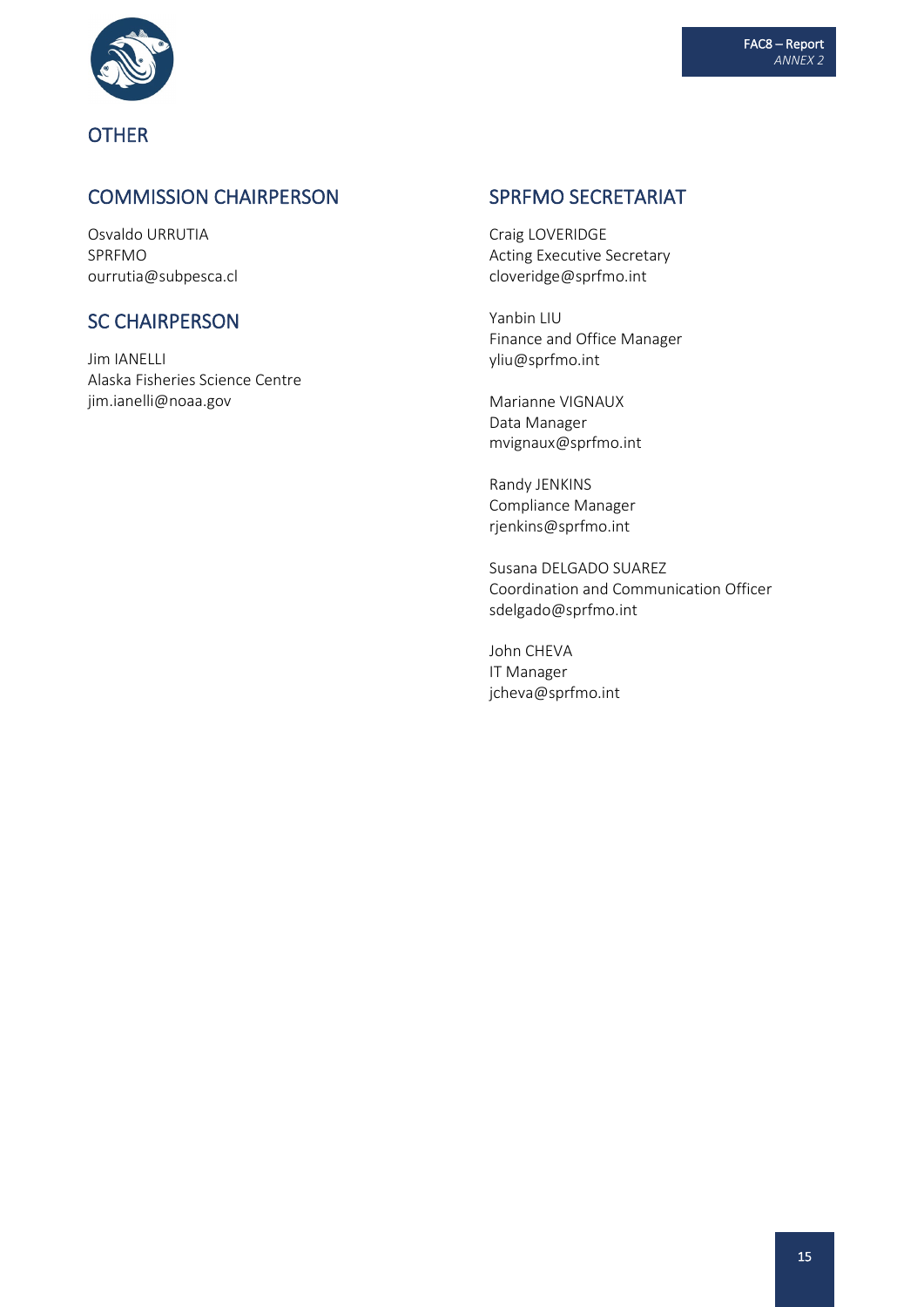## OTHER

### COMMISSION CHAIRPERSON

Osvaldo URRUTIA
SPRFMO
ourrutia@subpesca.cl

### SC CHAIRPERSON

Jim IANELLI
Alaska Fisheries Science Centre
jim.ianelli@noaa.gov

### SPRFMO SECRETARIAT

Craig LOVERIDGE
Acting Executive Secretary
cloveridge@sprfmo.int

Yanbin LIU
Finance and Office Manager
yliu@sprfmo.int

Marianne VIGNAUX
Data Manager
mvignaux@sprfmo.int

Randy JENKINS
Compliance Manager
rjenkins@sprfmo.int

Susana DELGADO SUAREZ
Coordination and Communication Officer
sdelgado@sprfmo.int

John CHEVA
IT Manager
jcheva@sprfmo.int